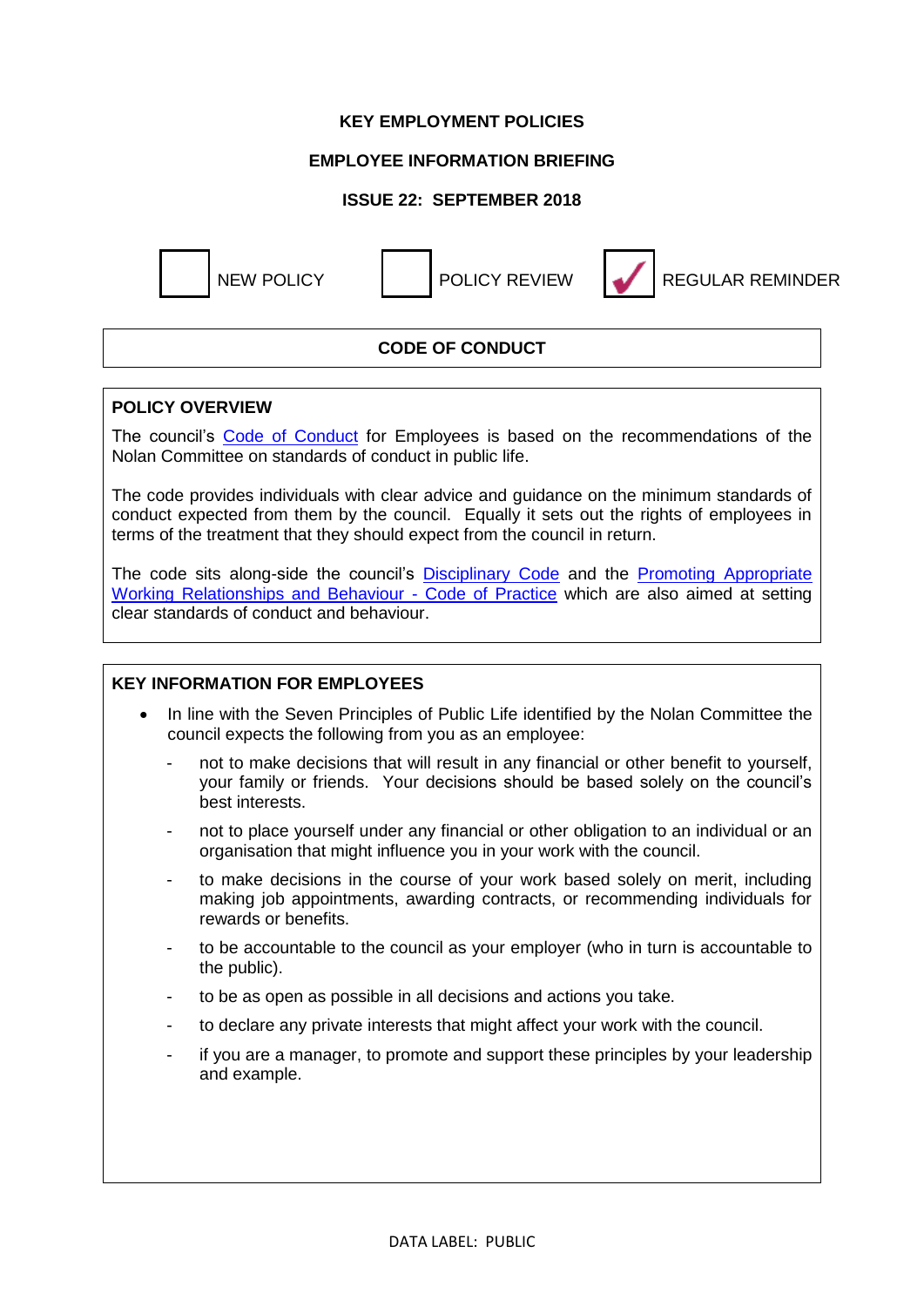**KEY EMPLOYMENT POLICIES**

**EMPLOYEE INFORMATION BRIEFING**

**ISSUE 22: SEPTEMBER 2018**

☐ NEW POLICY ☐ POLICY REVIEW ☑ REGULAR REMINDER

## CODE OF CONDUCT

### POLICY OVERVIEW

The council's Code of Conduct for Employees is based on the recommendations of the Nolan Committee on standards of conduct in public life.

The code provides individuals with clear advice and guidance on the minimum standards of conduct expected from them by the council. Equally it sets out the rights of employees in terms of the treatment that they should expect from the council in return.

The code sits along-side the council's Disciplinary Code and the Promoting Appropriate Working Relationships and Behaviour - Code of Practice which are also aimed at setting clear standards of conduct and behaviour.

### KEY INFORMATION FOR EMPLOYEES

- In line with the Seven Principles of Public Life identified by the Nolan Committee the council expects the following from you as an employee:
  - not to make decisions that will result in any financial or other benefit to yourself, your family or friends. Your decisions should be based solely on the council's best interests.
  - not to place yourself under any financial or other obligation to an individual or an organisation that might influence you in your work with the council.
  - to make decisions in the course of your work based solely on merit, including making job appointments, awarding contracts, or recommending individuals for rewards or benefits.
  - to be accountable to the council as your employer (who in turn is accountable to the public).
  - to be as open as possible in all decisions and actions you take.
  - to declare any private interests that might affect your work with the council.
  - if you are a manager, to promote and support these principles by your leadership and example.

DATA LABEL: PUBLIC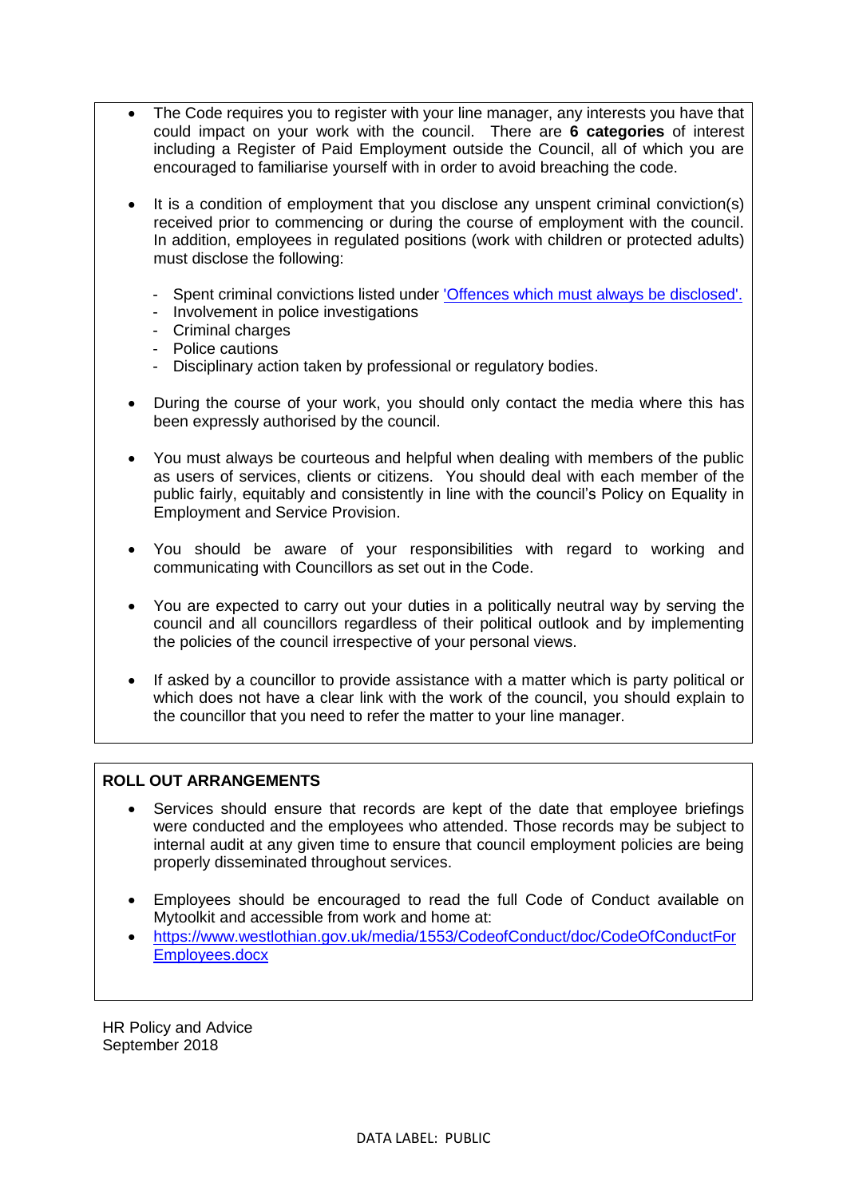- The Code requires you to register with your line manager, any interests you have that could impact on your work with the council. There are **6 categories** of interest including a Register of Paid Employment outside the Council, all of which you are encouraged to familiarise yourself with in order to avoid breaching the code.

- It is a condition of employment that you disclose any unspent criminal conviction(s) received prior to commencing or during the course of employment with the council. In addition, employees in regulated positions (work with children or protected adults) must disclose the following:

  - Spent criminal convictions listed under ['Offences which must always be disclosed'.]()
  - Involvement in police investigations
  - Criminal charges
  - Police cautions
  - Disciplinary action taken by professional or regulatory bodies.

- During the course of your work, you should only contact the media where this has been expressly authorised by the council.

- You must always be courteous and helpful when dealing with members of the public as users of services, clients or citizens. You should deal with each member of the public fairly, equitably and consistently in line with the council's Policy on Equality in Employment and Service Provision.

- You should be aware of your responsibilities with regard to working and communicating with Councillors as set out in the Code.

- You are expected to carry out your duties in a politically neutral way by serving the council and all councillors regardless of their political outlook and by implementing the policies of the council irrespective of your personal views.

- If asked by a councillor to provide assistance with a matter which is party political or which does not have a clear link with the work of the council, you should explain to the councillor that you need to refer the matter to your line manager.

**ROLL OUT ARRANGEMENTS**

- Services should ensure that records are kept of the date that employee briefings were conducted and the employees who attended. Those records may be subject to internal audit at any given time to ensure that council employment policies are being properly disseminated throughout services.

- Employees should be encouraged to read the full Code of Conduct available on Mytoolkit and accessible from work and home at:
- https://www.westlothian.gov.uk/media/1553/CodeofConduct/doc/CodeOfConductForEmployees.docx

HR Policy and Advice
September 2018

DATA LABEL: PUBLIC